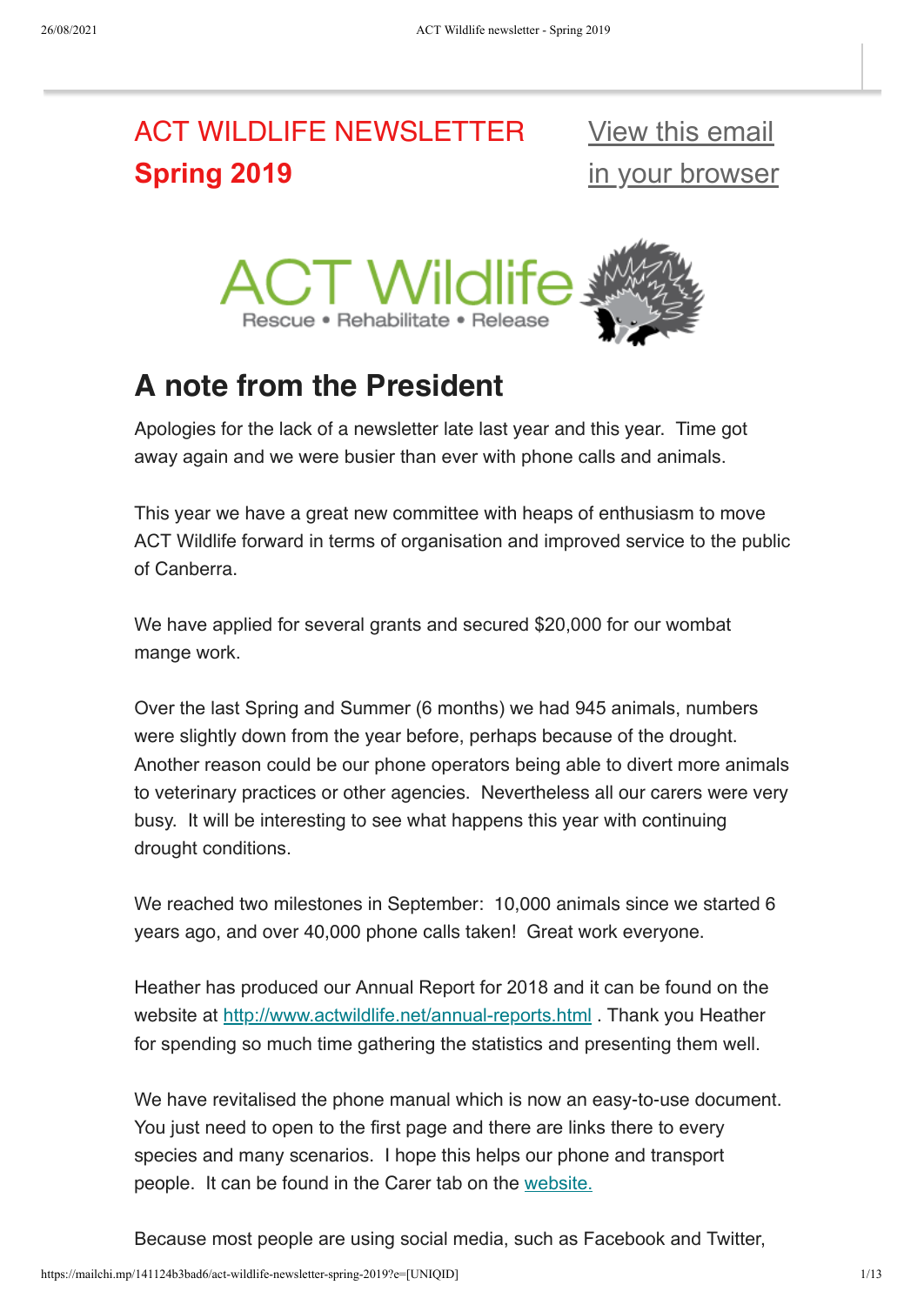# ACT WILDLIFE NEWSLETTER
**Spring 2019**

[View this email in your browser]

ACT Wildlife
Rescue • Rehabilitate • Release

## A note from the President

Apologies for the lack of a newsletter late last year and this year. Time got away again and we were busier than ever with phone calls and animals.

This year we have a great new committee with heaps of enthusiasm to move ACT Wildlife forward in terms of organisation and improved service to the public of Canberra.

We have applied for several grants and secured $20,000 for our wombat mange work.

Over the last Spring and Summer (6 months) we had 945 animals, numbers were slightly down from the year before, perhaps because of the drought. Another reason could be our phone operators being able to divert more animals to veterinary practices or other agencies. Nevertheless all our carers were very busy. It will be interesting to see what happens this year with continuing drought conditions.

We reached two milestones in September: 10,000 animals since we started 6 years ago, and over 40,000 phone calls taken! Great work everyone.

Heather has produced our Annual Report for 2018 and it can be found on the website at http://www.actwildlife.net/annual-reports.html . Thank you Heather for spending so much time gathering the statistics and presenting them well.

We have revitalised the phone manual which is now an easy-to-use document. You just need to open to the first page and there are links there to every species and many scenarios. I hope this helps our phone and transport people. It can be found in the Carer tab on the website.

Because most people are using social media, such as Facebook and Twitter,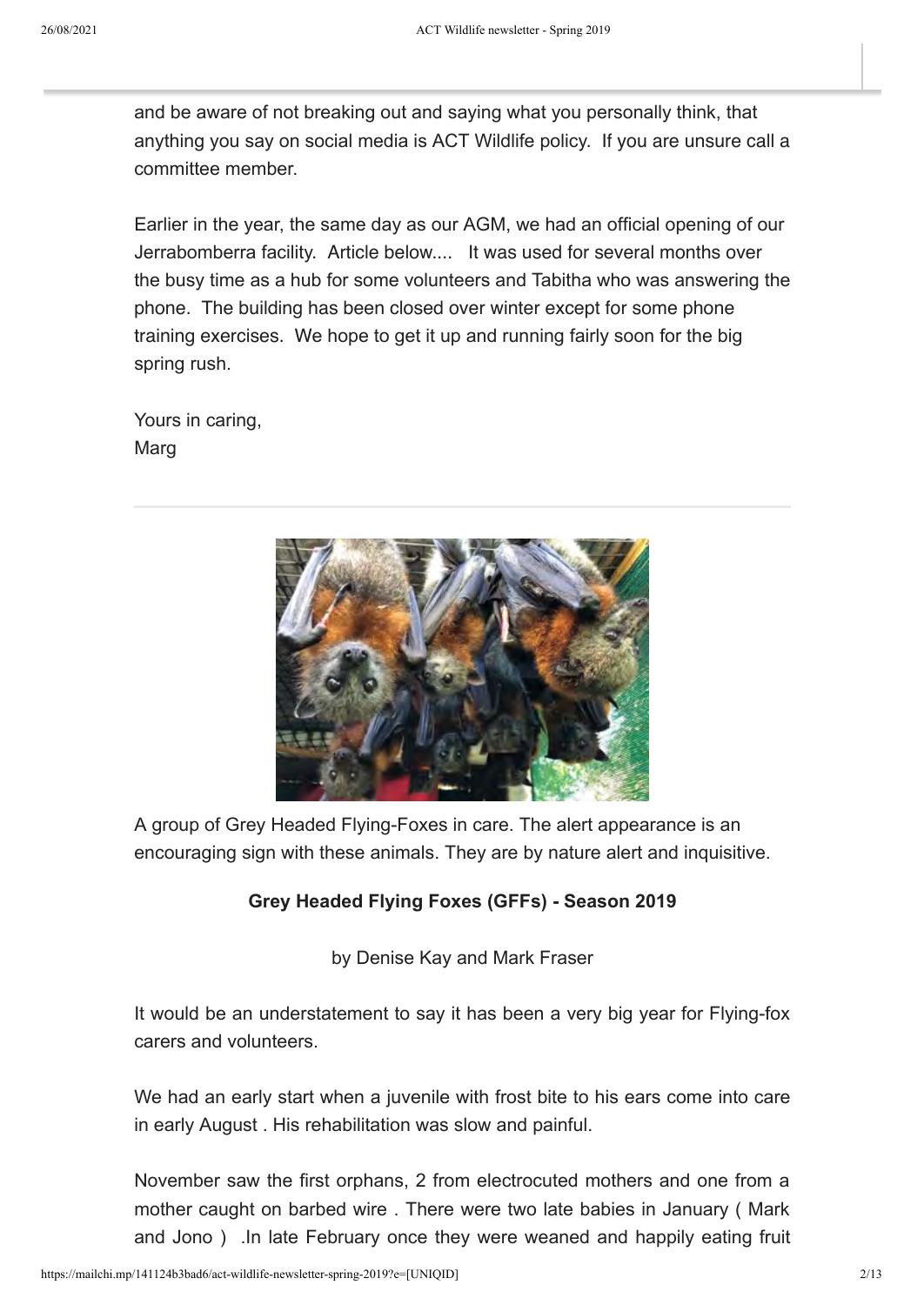and be aware of not breaking out and saying what you personally think, that anything you say on social media is ACT Wildlife policy.  If you are unsure call a committee member.

Earlier in the year, the same day as our AGM, we had an official opening of our Jerrabomberra facility.  Article below....   It was used for several months over the busy time as a hub for some volunteers and Tabitha who was answering the phone.  The building has been closed over winter except for some phone training exercises.  We hope to get it up and running fairly soon for the big spring rush.

Yours in caring,
Marg

---

A group of Grey Headed Flying-Foxes in care. The alert appearance is an encouraging sign with these animals. They are by nature alert and inquisitive.

**Grey Headed Flying Foxes (GFFs) - Season 2019**

by Denise Kay and Mark Fraser

It would be an understatement to say it has been a very big year for Flying-fox carers and volunteers.

We had an early start when a juvenile with frost bite to his ears come into care in early August . His rehabilitation was slow and painful.

November saw the first orphans, 2 from electrocuted mothers and one from a mother caught on barbed wire . There were two late babies in January ( Mark and Jono )  .In late February once they were weaned and happily eating fruit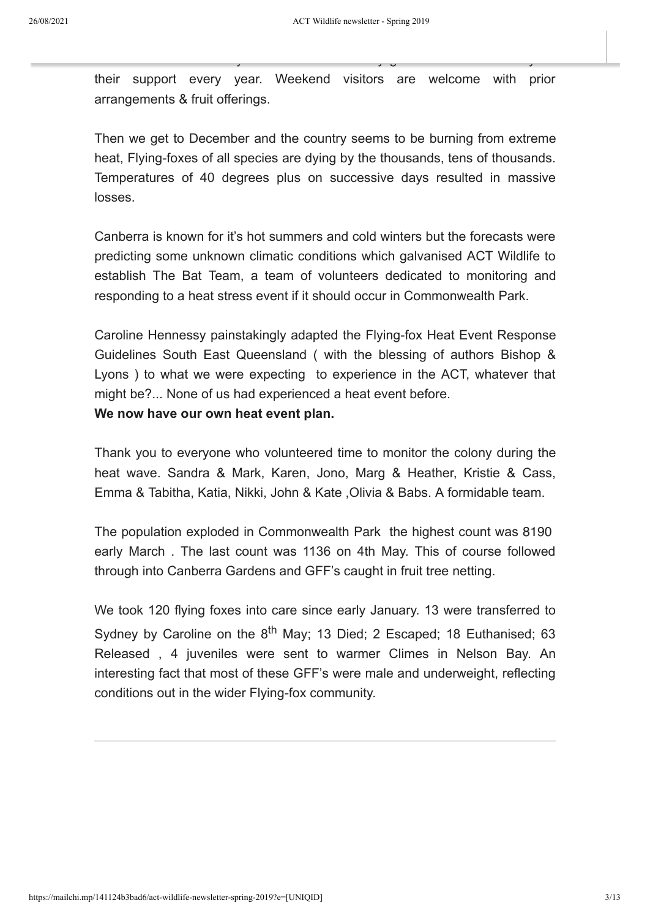their support every year. Weekend visitors are welcome with prior arrangements & fruit offerings.

Then we get to December and the country seems to be burning from extreme heat, Flying-foxes of all species are dying by the thousands, tens of thousands. Temperatures of 40 degrees plus on successive days resulted in massive losses.

Canberra is known for it's hot summers and cold winters but the forecasts were predicting some unknown climatic conditions which galvanised ACT Wildlife to establish The Bat Team, a team of volunteers dedicated to monitoring and responding to a heat stress event if it should occur in Commonwealth Park.

Caroline Hennessy painstakingly adapted the Flying-fox Heat Event Response Guidelines South East Queensland ( with the blessing of authors Bishop & Lyons ) to what we were expecting to experience in the ACT, whatever that might be?... None of us had experienced a heat event before.
**We now have our own heat event plan.**

Thank you to everyone who volunteered time to monitor the colony during the heat wave. Sandra & Mark, Karen, Jono, Marg & Heather, Kristie & Cass, Emma & Tabitha, Katia, Nikki, John & Kate ,Olivia & Babs. A formidable team.

The population exploded in Commonwealth Park the highest count was 8190 early March . The last count was 1136 on 4th May. This of course followed through into Canberra Gardens and GFF's caught in fruit tree netting.

We took 120 flying foxes into care since early January. 13 were transferred to Sydney by Caroline on the 8th May; 13 Died; 2 Escaped; 18 Euthanised; 63 Released , 4 juveniles were sent to warmer Climes in Nelson Bay. An interesting fact that most of these GFF's were male and underweight, reflecting conditions out in the wider Flying-fox community.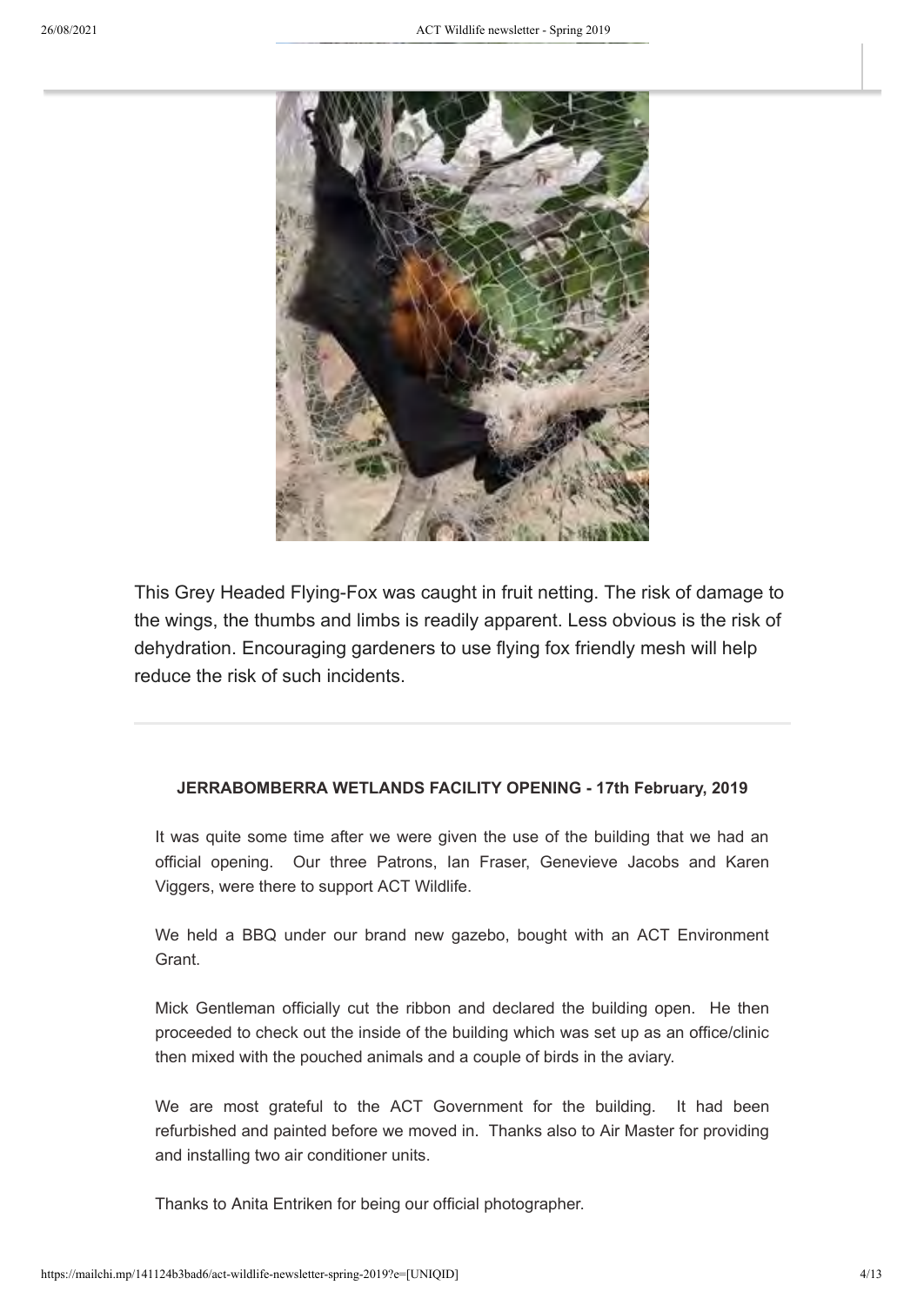This Grey Headed Flying-Fox was caught in fruit netting. The risk of damage to the wings, the thumbs and limbs is readily apparent. Less obvious is the risk of dehydration. Encouraging gardeners to use flying fox friendly mesh will help reduce the risk of such incidents.

### JERRABOMBERRA WETLANDS FACILITY OPENING - 17th February, 2019

It was quite some time after we were given the use of the building that we had an official opening. Our three Patrons, Ian Fraser, Genevieve Jacobs and Karen Viggers, were there to support ACT Wildlife.

We held a BBQ under our brand new gazebo, bought with an ACT Environment Grant.

Mick Gentleman officially cut the ribbon and declared the building open. He then proceeded to check out the inside of the building which was set up as an office/clinic then mixed with the pouched animals and a couple of birds in the aviary.

We are most grateful to the ACT Government for the building. It had been refurbished and painted before we moved in. Thanks also to Air Master for providing and installing two air conditioner units.

Thanks to Anita Entriken for being our official photographer.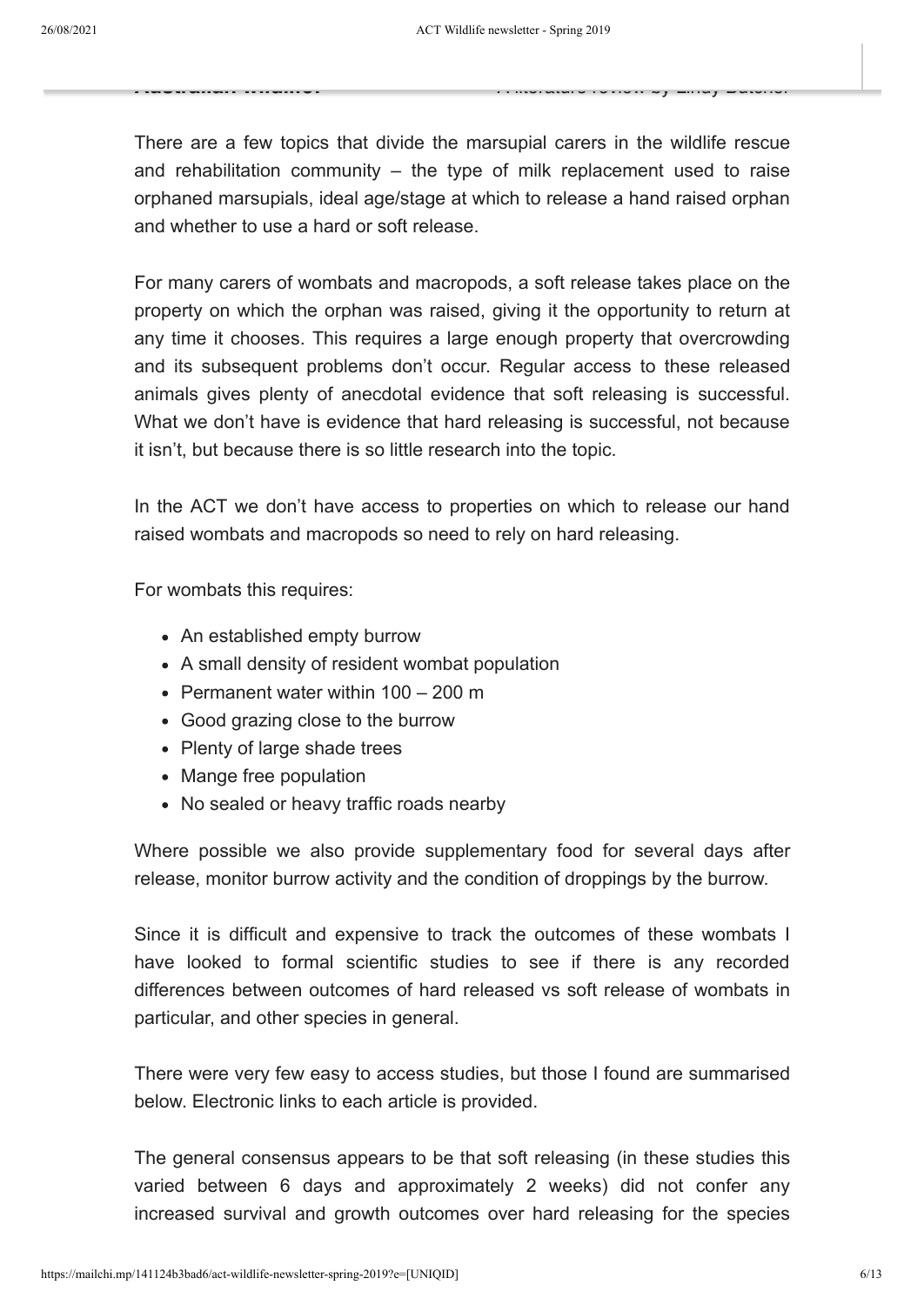There are a few topics that divide the marsupial carers in the wildlife rescue and rehabilitation community – the type of milk replacement used to raise orphaned marsupials, ideal age/stage at which to release a hand raised orphan and whether to use a hard or soft release.

For many carers of wombats and macropods, a soft release takes place on the property on which the orphan was raised, giving it the opportunity to return at any time it chooses. This requires a large enough property that overcrowding and its subsequent problems don't occur. Regular access to these released animals gives plenty of anecdotal evidence that soft releasing is successful. What we don't have is evidence that hard releasing is successful, not because it isn't, but because there is so little research into the topic.

In the ACT we don't have access to properties on which to release our hand raised wombats and macropods so need to rely on hard releasing.

For wombats this requires:

- An established empty burrow
- A small density of resident wombat population
- Permanent water within 100 – 200 m
- Good grazing close to the burrow
- Plenty of large shade trees
- Mange free population
- No sealed or heavy traffic roads nearby

Where possible we also provide supplementary food for several days after release, monitor burrow activity and the condition of droppings by the burrow.

Since it is difficult and expensive to track the outcomes of these wombats I have looked to formal scientific studies to see if there is any recorded differences between outcomes of hard released vs soft release of wombats in particular, and other species in general.

There were very few easy to access studies, but those I found are summarised below. Electronic links to each article is provided.

The general consensus appears to be that soft releasing (in these studies this varied between 6 days and approximately 2 weeks) did not confer any increased survival and growth outcomes over hard releasing for the species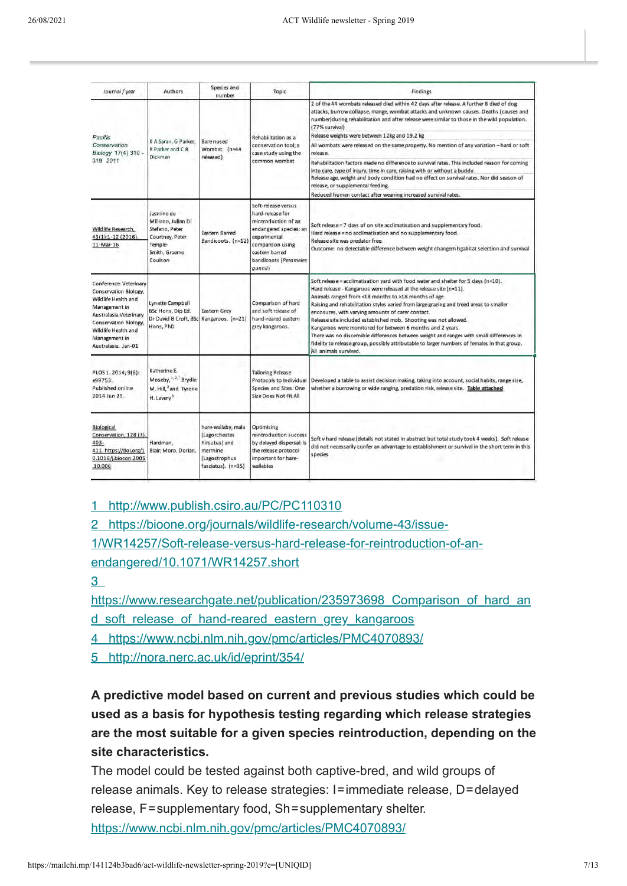| Journal / year | Authors | Species and number | Topic | Findings |
|---|---|---|---|---|
| *Pacific Conservation Biology 17(4) 310 - 319 2011* | K A Saran, G Parker, R Parker and C R Dickman | Bare nosed Wombat. (n=44 released) | Rehabilitation as a conservation tool; a case study using the common wombat | 2 of the 44 wombats released died within 42 days after release. A further 8 died of dog attacks, burrow collapse, mange, wombat attacks and unknown causes. Deaths (causes and number)during rehabilitation and after release were similar to those in the wild population. (77% survival)<br>Release weights were between 12kg and 19.2 kg<br>All wombats were released on the same property. No mention of any variation – hard or soft release.<br>Rehabilitation factors made no difference to survival rates. This included reason for coming into care, type of injury, time in care, raising with or without a buddy.<br>Release age, weight and body condition had no effect on survival rates. Nor did season of release, or supplemental feeding.<br>Reduced human contact after weaning increased survival rates. |
| Wildlife Research, 43(1):1-12 (2016). 11-Mar-16 | Jasmine de Milliano, Julian Di Stefano, Peter Courtney, Peter Temple-Smith, Graeme Coulson | Eastern Barred Bandicoots. (n=12) | Soft-release versus hard-release for reintroduction of an endangered species: an experimental comparison using eastern barred bandicoots (*Perameles gunnii*) | Soft release = 7 days of on site acclimatisation and supplementary food.<br>Hard release = no acclimatisation and no supplementary food.<br>Release site was predator free.<br>Outcome: no detectable difference between weight changem hgabitat selection and survival |
| Conference: Veterinary Conservation Biology, Wildlife Health and Management in Australasia.Veterinary Conservation Biology, Wildlife Health and Management in Australasia. Jan-01 | Lynette Campbell BSc Hons, Dip Ed. Dr David B Croft, BSc Hons, PhD | Eastern Grey Kangaroos. (n=21) | Comparison of hard and soft release of hand-reared eastern grey kangaroos. | Soft release = acclimatisation yard with food water and shelter for 5 days (n=10).<br>Hard release - Kangaroos were released at the release site (n=11).<br>Animals ranged from <18 months to >18 months of age.<br>Raising and rehabilitation styles varied from large grazing and treed areas to smaller encosures, with varying amounts of carer contact.<br>Release site included established mob. Shooting was not allowed.<br>Kangaroos were monitored for between 6 months and 2 years.<br>There was no discernible differences between weight and ranges with small differences in fidelity to release group, possibly attributable to larger numbers of females in that group.<br>All animals survived. |
| PLOS 1. 2014; 9(6): e99753. Published online 2014 Jun 25. | Katherine E. Moseby,[1,2,*] Brydie M. Hill,[2] and Tyrone H. Lavery[3] | | Tailoring Release Protocols to Individual Species and Sites: One Size Does Not Fit All | Developed a table to assist decision making, taking into account, social habits, range size, whether a burrowing or wide ranging, predation risk, release site. **Table attached** |
| Biological Conservation, 128 (3). 403-411. https://doi.org/10.1016/j.biocon.2005.10.006 | Hardman, Blair; Moro, Dorian. | hare-wallaby, mala (Lagorchestes hirsutus) and mermine (Lagostrophus fasciatus). (n=35) | Optimising reintroduction success by delayed dispersal: Is the release protocol important for hare-wallabies | Soft v hard release (details not stated in abstract but total study took 4 weeks). Soft release did not necessarily confer an advantage to establishment or survival in the short term in this species |

1 http://www.publish.csiro.au/PC/PC110310

2 https://bioone.org/journals/wildlife-research/volume-43/issue-1/WR14257/Soft-release-versus-hard-release-for-reintroduction-of-an-endangered/10.1071/WR14257.short

3 https://www.researchgate.net/publication/235973698_Comparison_of_hard_and_soft_release_of_hand-reared_eastern_grey_kangaroos

4 https://www.ncbi.nlm.nih.gov/pmc/articles/PMC4070893/

5 http://nora.nerc.ac.uk/id/eprint/354/

**A predictive model based on current and previous studies which could be used as a basis for hypothesis testing regarding which release strategies are the most suitable for a given species reintroduction, depending on the site characteristics.**

The model could be tested against both captive-bred, and wild groups of release animals. Key to release strategies: I=immediate release, D=delayed release, F=supplementary food, Sh=supplementary shelter.
https://www.ncbi.nlm.nih.gov/pmc/articles/PMC4070893/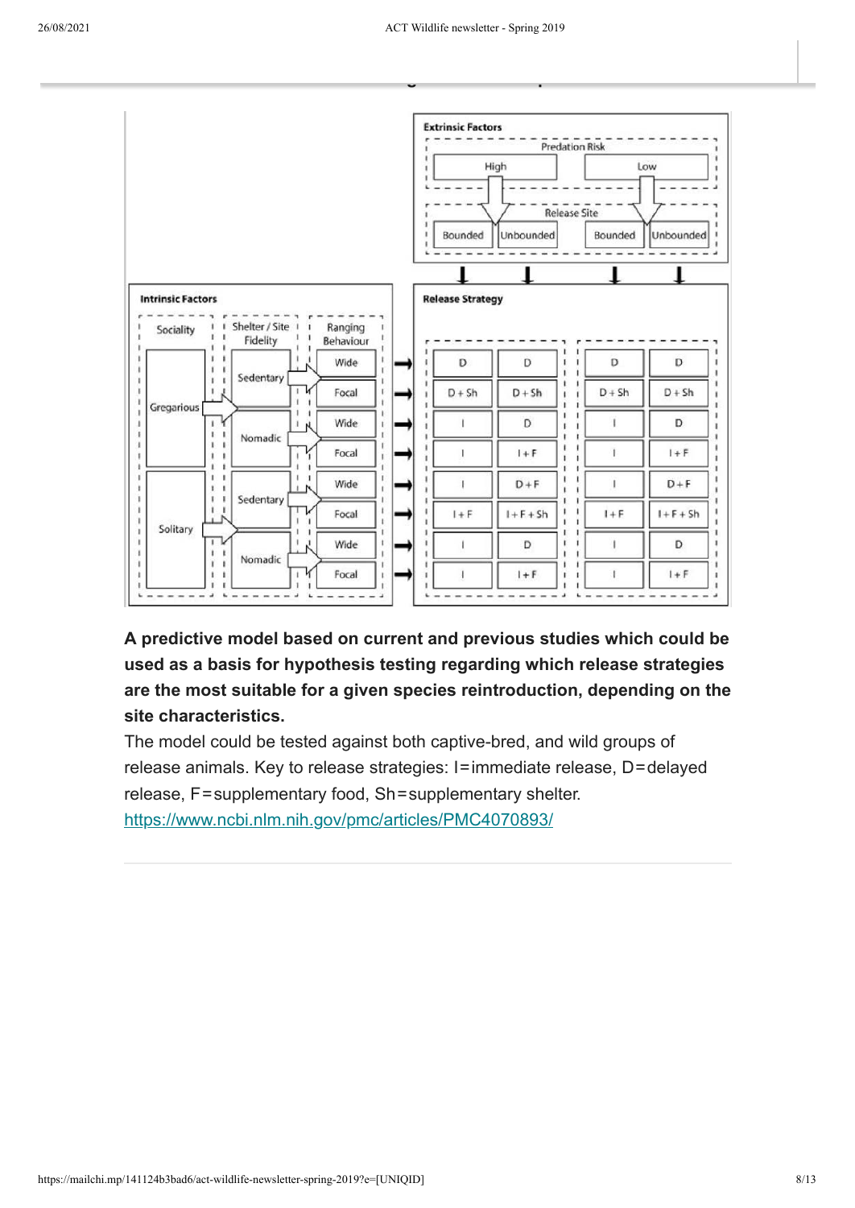| Intrinsic Factors | | | Release Strategy | | | |
|---|---|---|---|---|---|---|
| | | | **Extrinsic Factors** | | | |
| | | | Predation Risk: High | | Predation Risk: Low | |
| Sociality | Shelter / Site Fidelity | Ranging Behaviour | Release Site: Bounded | Release Site: Unbounded | Release Site: Bounded | Release Site: Unbounded |
| Gregarious | Sedentary | Wide | D | D | D | D |
| Gregarious | Sedentary | Focal | D + Sh | D + Sh | D + Sh | D + Sh |
| Gregarious | Nomadic | Wide | I | D | I | D |
| Gregarious | Nomadic | Focal | I | I + F | I | I + F |
| Solitary | Sedentary | Wide | I | D + F | I | D + F |
| Solitary | Sedentary | Focal | I + F | I + F + Sh | I + F | I + F + Sh |
| Solitary | Nomadic | Wide | I | D | I | D |
| Solitary | Nomadic | Focal | I | I + F | I | I + F |

**A predictive model based on current and previous studies which could be used as a basis for hypothesis testing regarding which release strategies are the most suitable for a given species reintroduction, depending on the site characteristics.**

The model could be tested against both captive-bred, and wild groups of release animals. Key to release strategies: I=immediate release, D=delayed release, F=supplementary food, Sh=supplementary shelter.

https://www.ncbi.nlm.nih.gov/pmc/articles/PMC4070893/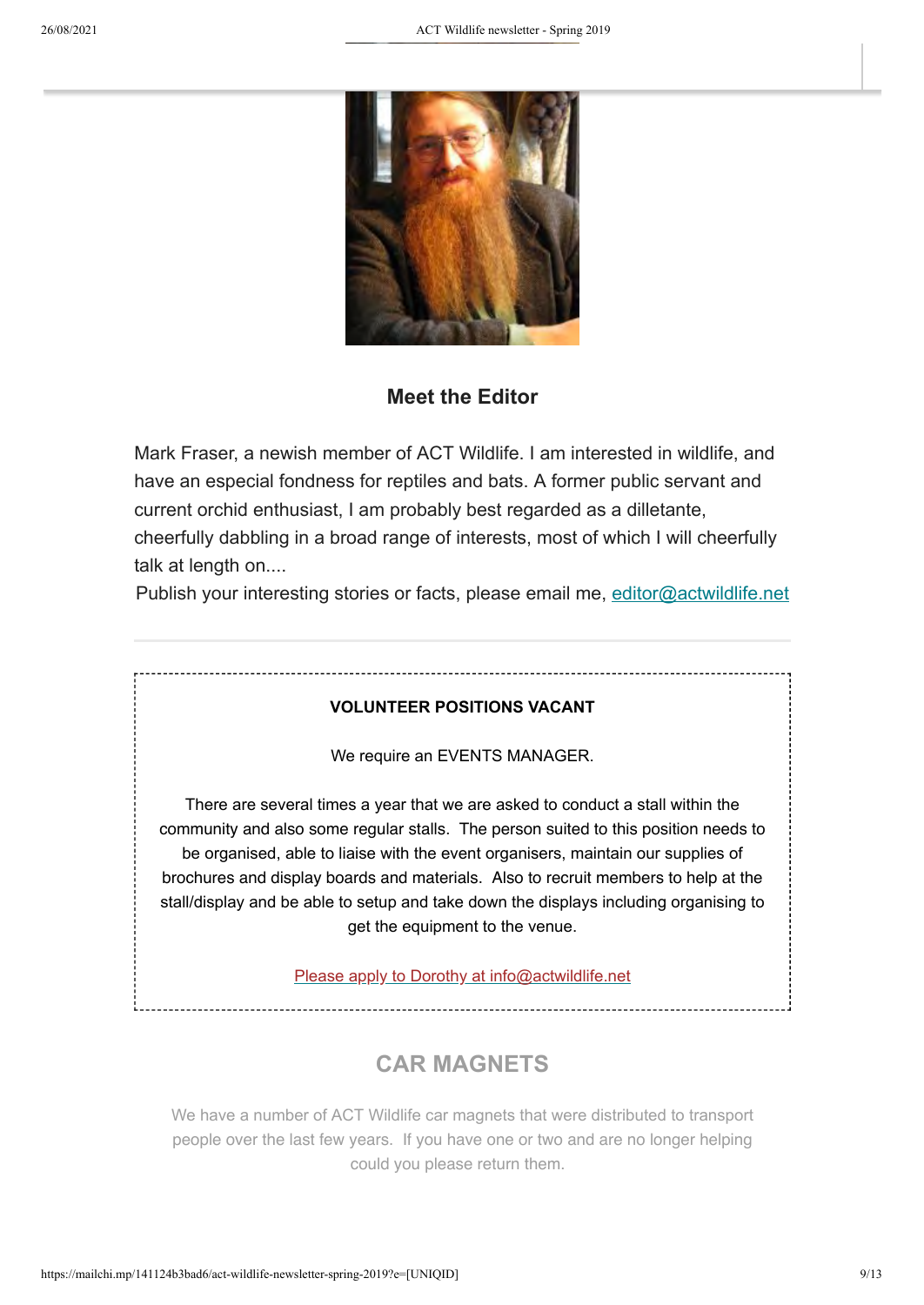## Meet the Editor

Mark Fraser, a newish member of ACT Wildlife. I am interested in wildlife, and have an especial fondness for reptiles and bats. A former public servant and current orchid enthusiast, I am probably best regarded as a dilletante, cheerfully dabbling in a broad range of interests, most of which I will cheerfully talk at length on....

Publish your interesting stories or facts, please email me, editor@actwildlife.net

---

**VOLUNTEER POSITIONS VACANT**

We require an EVENTS MANAGER.

There are several times a year that we are asked to conduct a stall within the community and also some regular stalls. The person suited to this position needs to be organised, able to liaise with the event organisers, maintain our supplies of brochures and display boards and materials. Also to recruit members to help at the stall/display and be able to setup and take down the displays including organising to get the equipment to the venue.

Please apply to Dorothy at info@actwildlife.net

## CAR MAGNETS

We have a number of ACT Wildlife car magnets that were distributed to transport people over the last few years. If you have one or two and are no longer helping could you please return them.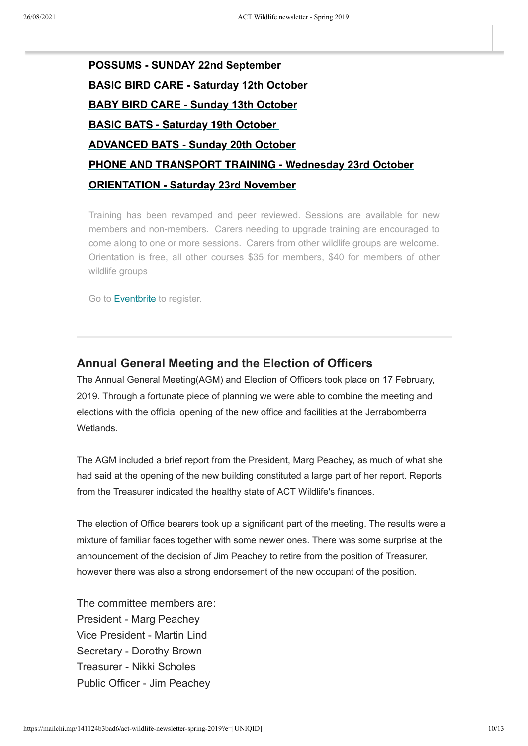**POSSUMS - SUNDAY 22nd September**

**BASIC BIRD CARE - Saturday 12th October**

**BABY BIRD CARE - Sunday 13th October**

**BASIC BATS - Saturday 19th October**

**ADVANCED BATS - Sunday 20th October**

**PHONE AND TRANSPORT TRAINING - Wednesday 23rd October**

**ORIENTATION - Saturday 23rd November**

Training has been revamped and peer reviewed. Sessions are available for new members and non-members. Carers needing to upgrade training are encouraged to come along to one or more sessions. Carers from other wildlife groups are welcome. Orientation is free, all other courses $35 for members, $40 for members of other wildlife groups

Go to Eventbrite to register.

---

## Annual General Meeting and the Election of Officers

The Annual General Meeting(AGM) and Election of Officers took place on 17 February, 2019. Through a fortunate piece of planning we were able to combine the meeting and elections with the official opening of the new office and facilities at the Jerrabomberra Wetlands.

The AGM included a brief report from the President, Marg Peachey, as much of what she had said at the opening of the new building constituted a large part of her report. Reports from the Treasurer indicated the healthy state of ACT Wildlife's finances.

The election of Office bearers took up a significant part of the meeting. The results were a mixture of familiar faces together with some newer ones. There was some surprise at the announcement of the decision of Jim Peachey to retire from the position of Treasurer, however there was also a strong endorsement of the new occupant of the position.

The committee members are:
President - Marg Peachey
Vice President - Martin Lind
Secretary - Dorothy Brown
Treasurer - Nikki Scholes
Public Officer - Jim Peachey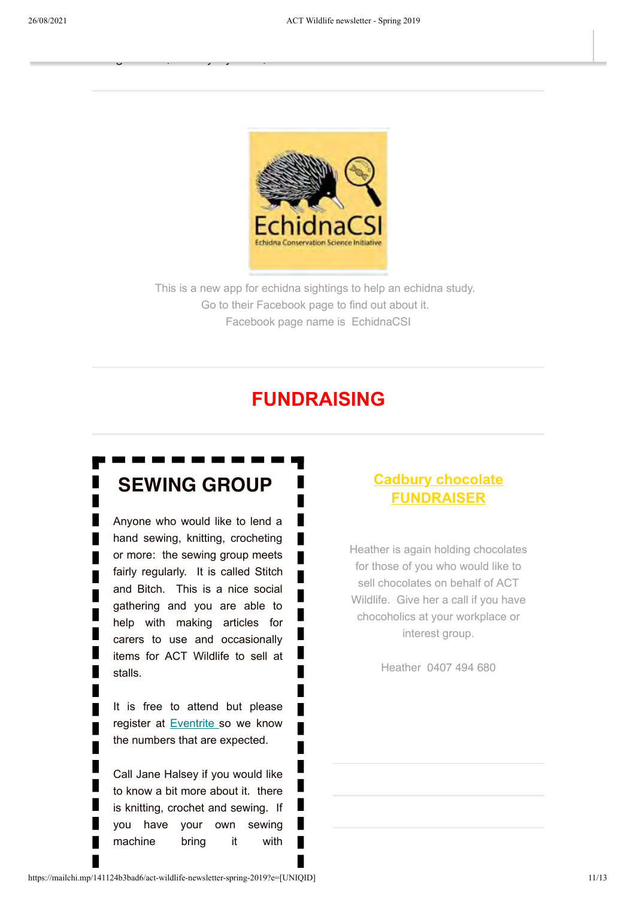This is a new app for echidna sightings to help an echidna study.
Go to their Facebook page to find out about it.
Facebook page name is EchidnaCSI

# FUNDRAISING

## SEWING GROUP

Anyone who would like to lend a hand sewing, knitting, crocheting or more: the sewing group meets fairly regularly. It is called Stitch and Bitch. This is a nice social gathering and you are able to help with making articles for carers to use and occasionally items for ACT Wildlife to sell at stalls.

It is free to attend but please register at Eventrite so we know the numbers that are expected.

Call Jane Halsey if you would like to know a bit more about it. there is knitting, crochet and sewing. If you have your own sewing machine bring it with

## Cadbury chocolate FUNDRAISER

Heather is again holding chocolates for those of you who would like to sell chocolates on behalf of ACT Wildlife. Give her a call if you have chocoholics at your workplace or interest group.

Heather 0407 494 680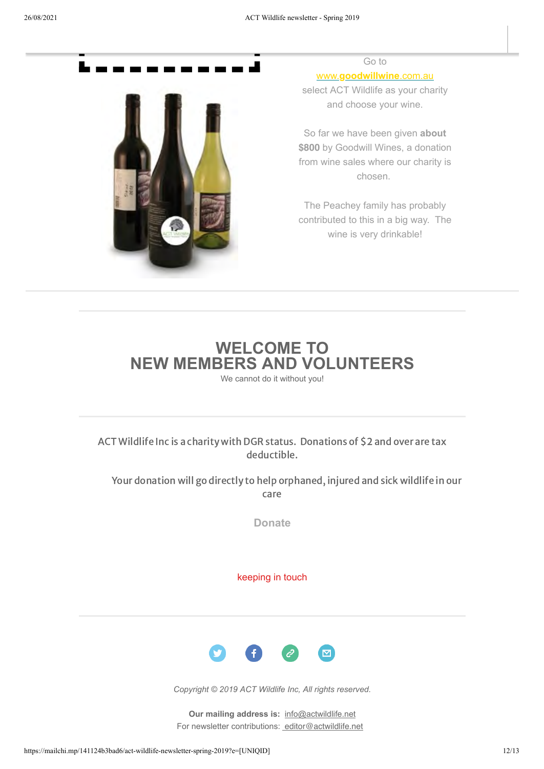Go to [www.goodwillwine.com.au](http://www.goodwillwine.com.au) select ACT Wildlife as your charity and choose your wine.

So far we have been given **about $800** by Goodwill Wines, a donation from wine sales where our charity is chosen.

The Peachey family has probably contributed to this in a big way. The wine is very drinkable!

## WELCOME TO NEW MEMBERS AND VOLUNTEERS

We cannot do it without you!

ACT Wildlife Inc is a charity with DGR status. Donations of $2 and over are tax deductible.

Your donation will go directly to help orphaned, injured and sick wildlife in our care

Donate

keeping in touch

*Copyright © 2019 ACT Wildlife Inc, All rights reserved.*

**Our mailing address is:** info@actwildlife.net
For newsletter contributions: editor@actwildlife.net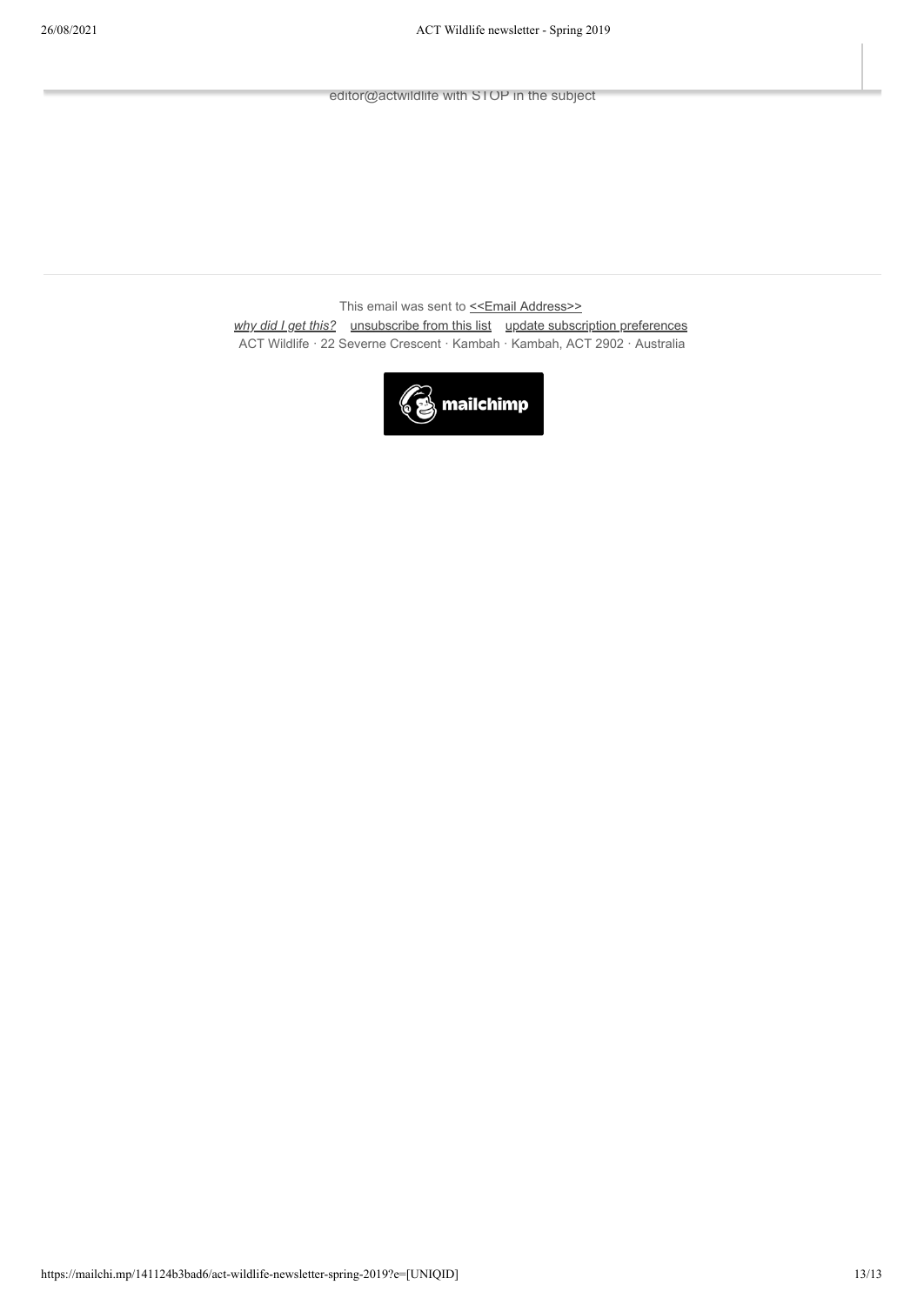editor@actwildlife with STOP in the subject

This email was sent to <<Email Address>>

*why did I get this?* unsubscribe from this list update subscription preferences

ACT Wildlife · 22 Severne Crescent · Kambah · Kambah, ACT 2902 · Australia